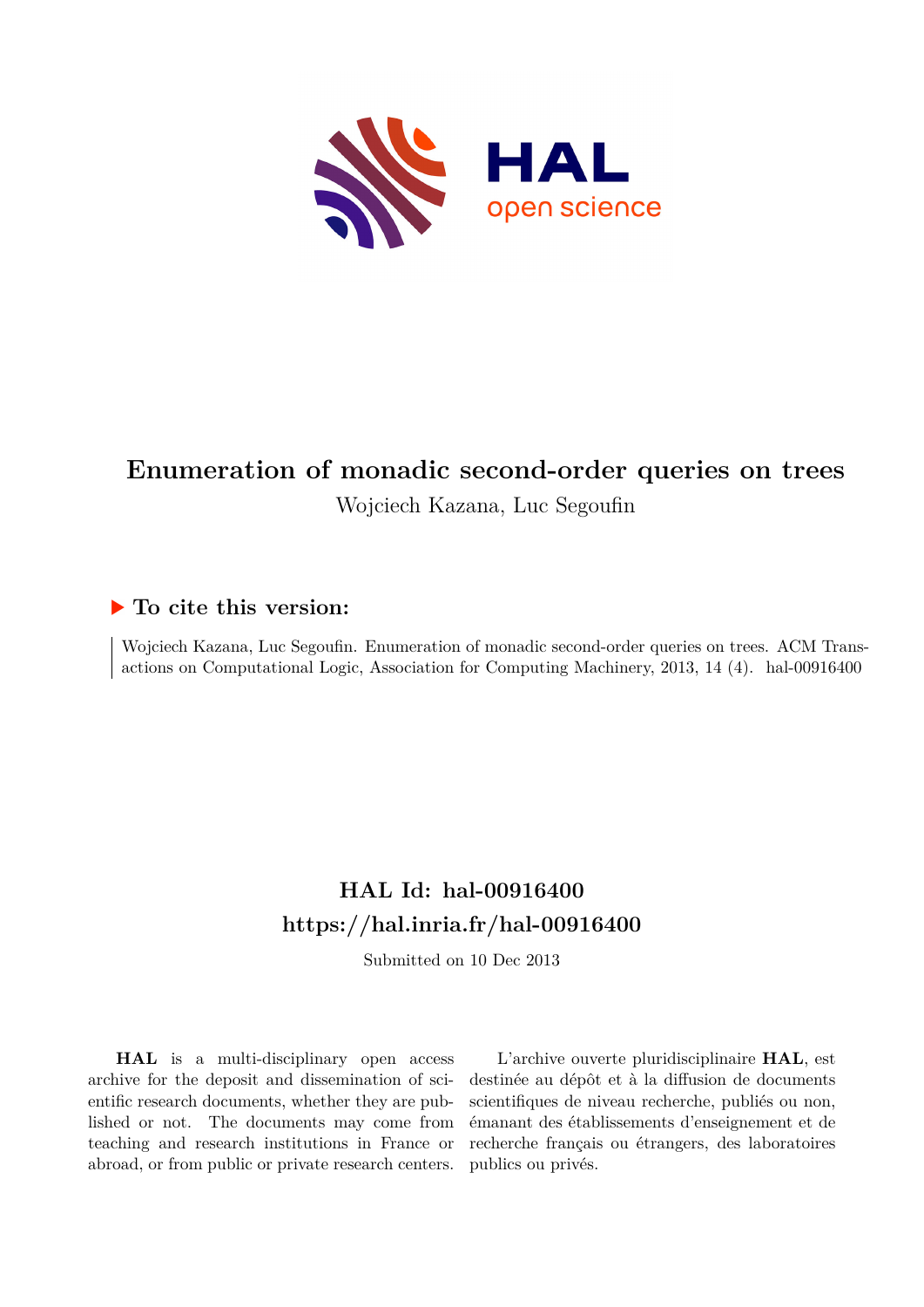# Enumeration of monadic second-order queries on trees

Wojciech Kazana, Luc Segoufin

## ▶ To cite this version:

Wojciech Kazana, Luc Segoufin. Enumeration of monadic second-order queries on trees. ACM Transactions on Computational Logic, Association for Computing Machinery, 2013, 14 (4). hal-00916400

## HAL Id: hal-00916400

## https://hal.inria.fr/hal-00916400

Submitted on 10 Dec 2013

**HAL** is a multi-disciplinary open access archive for the deposit and dissemination of scientific research documents, whether they are published or not. The documents may come from teaching and research institutions in France or abroad, or from public or private research centers.

L'archive ouverte pluridisciplinaire **HAL**, est destinée au dépôt et à la diffusion de documents scientifiques de niveau recherche, publiés ou non, émanant des établissements d'enseignement et de recherche français ou étrangers, des laboratoires publics ou privés.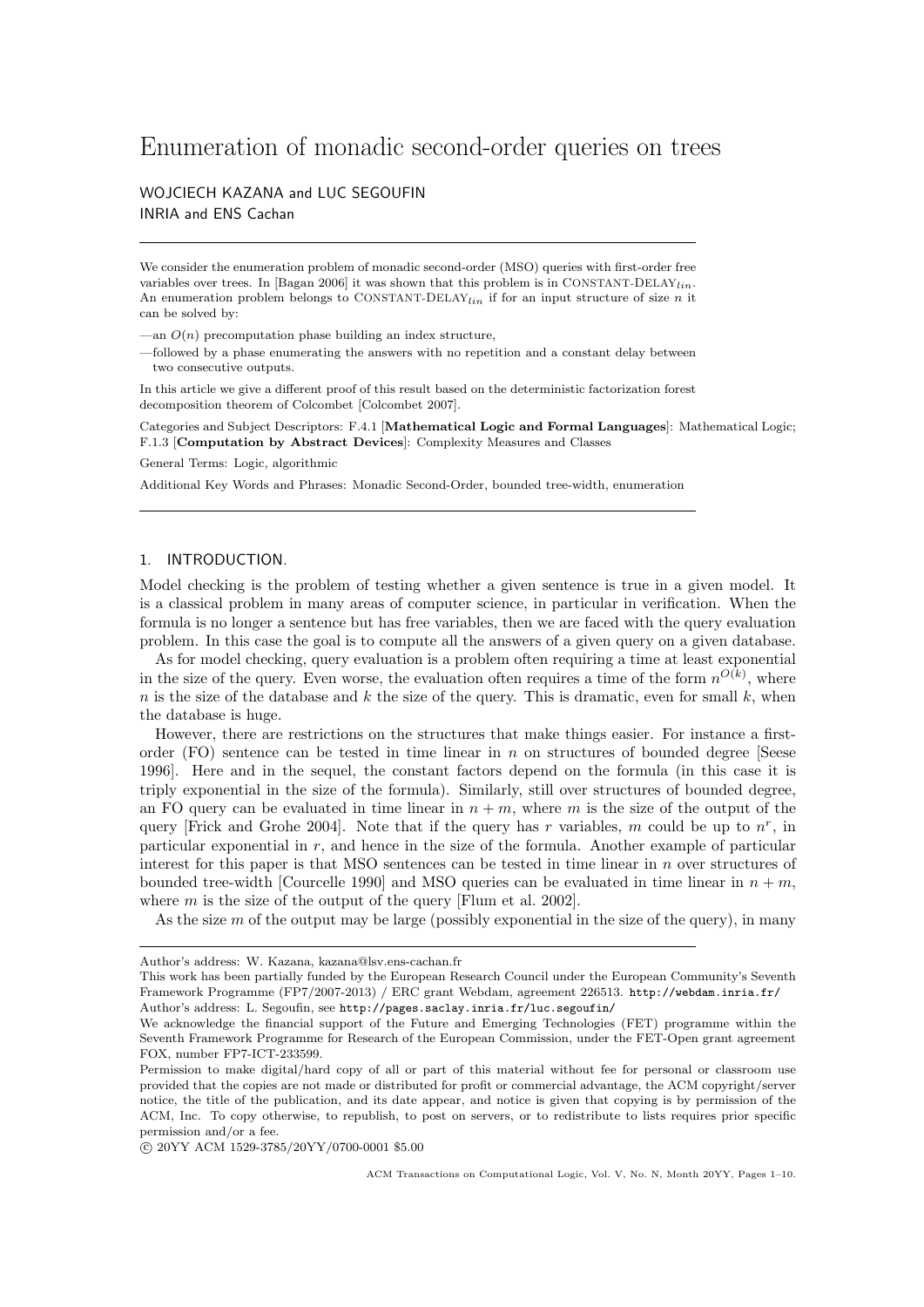# Enumeration of monadic second-order queries on trees

WOJCIECH KAZANA and LUC SEGOUFIN
INRIA and ENS Cachan

We consider the enumeration problem of monadic second-order (MSO) queries with first-order free variables over trees. In [Bagan 2006] it was shown that this problem is in CONSTANT-DELAY$_{lin}$. An enumeration problem belongs to CONSTANT-DELAY$_{lin}$ if for an input structure of size $n$ it can be solved by:

—an $O(n)$ precomputation phase building an index structure,

—followed by a phase enumerating the answers with no repetition and a constant delay between two consecutive outputs.

In this article we give a different proof of this result based on the deterministic factorization forest decomposition theorem of Colcombet [Colcombet 2007].

Categories and Subject Descriptors: F.4.1 [**Mathematical Logic and Formal Languages**]: Mathematical Logic; F.1.3 [**Computation by Abstract Devices**]: Complexity Measures and Classes

General Terms: Logic, algorithmic

Additional Key Words and Phrases: Monadic Second-Order, bounded tree-width, enumeration

## 1. INTRODUCTION.

Model checking is the problem of testing whether a given sentence is true in a given model. It is a classical problem in many areas of computer science, in particular in verification. When the formula is no longer a sentence but has free variables, then we are faced with the query evaluation problem. In this case the goal is to compute all the answers of a given query on a given database.

As for model checking, query evaluation is a problem often requiring a time at least exponential in the size of the query. Even worse, the evaluation often requires a time of the form $n^{O(k)}$, where $n$ is the size of the database and $k$ the size of the query. This is dramatic, even for small $k$, when the database is huge.

However, there are restrictions on the structures that make things easier. For instance a first-order (FO) sentence can be tested in time linear in $n$ on structures of bounded degree [Seese 1996]. Here and in the sequel, the constant factors depend on the formula (in this case it is triply exponential in the size of the formula). Similarly, still over structures of bounded degree, an FO query can be evaluated in time linear in $n + m$, where $m$ is the size of the output of the query [Frick and Grohe 2004]. Note that if the query has $r$ variables, $m$ could be up to $n^r$, in particular exponential in $r$, and hence in the size of the formula. Another example of particular interest for this paper is that MSO sentences can be tested in time linear in $n$ over structures of bounded tree-width [Courcelle 1990] and MSO queries can be evaluated in time linear in $n + m$, where $m$ is the size of the output of the query [Flum et al. 2002].

As the size $m$ of the output may be large (possibly exponential in the size of the query), in many

Author's address: W. Kazana, kazana@lsv.ens-cachan.fr

This work has been partially funded by the European Research Council under the European Community's Seventh Framework Programme (FP7/2007-2013) / ERC grant Webdam, agreement 226513. http://webdam.inria.fr/

Author's address: L. Segoufin, see http://pages.saclay.inria.fr/luc.segoufin/

We acknowledge the financial support of the Future and Emerging Technologies (FET) programme within the Seventh Framework Programme for Research of the European Commission, under the FET-Open grant agreement FOX, number FP7-ICT-233599.

Permission to make digital/hard copy of all or part of this material without fee for personal or classroom use provided that the copies are not made or distributed for profit or commercial advantage, the ACM copyright/server notice, the title of the publication, and its date appear, and notice is given that copying is by permission of the ACM, Inc. To copy otherwise, to republish, to post on servers, or to redistribute to lists requires prior specific permission and/or a fee.

© 20YY ACM 1529-3785/20YY/0700-0001 $5.00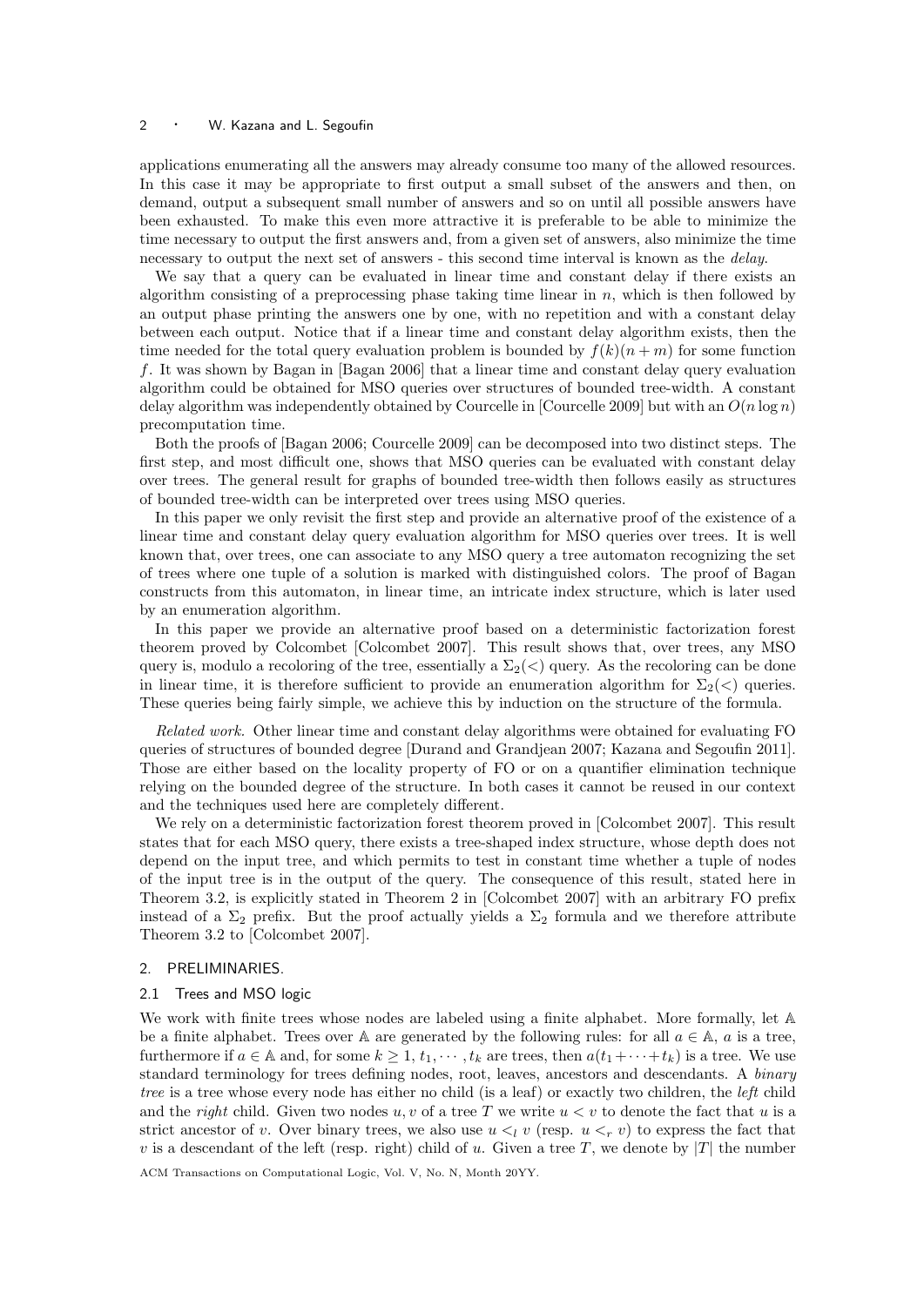applications enumerating all the answers may already consume too many of the allowed resources. In this case it may be appropriate to first output a small subset of the answers and then, on demand, output a subsequent small number of answers and so on until all possible answers have been exhausted. To make this even more attractive it is preferable to be able to minimize the time necessary to output the first answers and, from a given set of answers, also minimize the time necessary to output the next set of answers - this second time interval is known as the *delay*.

We say that a query can be evaluated in linear time and constant delay if there exists an algorithm consisting of a preprocessing phase taking time linear in $n$, which is then followed by an output phase printing the answers one by one, with no repetition and with a constant delay between each output. Notice that if a linear time and constant delay algorithm exists, then the time needed for the total query evaluation problem is bounded by $f(k)(n+m)$ for some function $f$. It was shown by Bagan in [Bagan 2006] that a linear time and constant delay query evaluation algorithm could be obtained for MSO queries over structures of bounded tree-width. A constant delay algorithm was independently obtained by Courcelle in [Courcelle 2009] but with an $O(n \log n)$ precomputation time.

Both the proofs of [Bagan 2006; Courcelle 2009] can be decomposed into two distinct steps. The first step, and most difficult one, shows that MSO queries can be evaluated with constant delay over trees. The general result for graphs of bounded tree-width then follows easily as structures of bounded tree-width can be interpreted over trees using MSO queries.

In this paper we only revisit the first step and provide an alternative proof of the existence of a linear time and constant delay query evaluation algorithm for MSO queries over trees. It is well known that, over trees, one can associate to any MSO query a tree automaton recognizing the set of trees where one tuple of a solution is marked with distinguished colors. The proof of Bagan constructs from this automaton, in linear time, an intricate index structure, which is later used by an enumeration algorithm.

In this paper we provide an alternative proof based on a deterministic factorization forest theorem proved by Colcombet [Colcombet 2007]. This result shows that, over trees, any MSO query is, modulo a recoloring of the tree, essentially a $\Sigma_2(<)$ query. As the recoloring can be done in linear time, it is therefore sufficient to provide an enumeration algorithm for $\Sigma_2(<)$ queries. These queries being fairly simple, we achieve this by induction on the structure of the formula.

*Related work.* Other linear time and constant delay algorithms were obtained for evaluating FO queries of structures of bounded degree [Durand and Grandjean 2007; Kazana and Segoufin 2011]. Those are either based on the locality property of FO or on a quantifier elimination technique relying on the bounded degree of the structure. In both cases it cannot be reused in our context and the techniques used here are completely different.

We rely on a deterministic factorization forest theorem proved in [Colcombet 2007]. This result states that for each MSO query, there exists a tree-shaped index structure, whose depth does not depend on the input tree, and which permits to test in constant time whether a tuple of nodes of the input tree is in the output of the query. The consequence of this result, stated here in Theorem 3.2, is explicitly stated in Theorem 2 in [Colcombet 2007] with an arbitrary FO prefix instead of a $\Sigma_2$ prefix. But the proof actually yields a $\Sigma_2$ formula and we therefore attribute Theorem 3.2 to [Colcombet 2007].

## 2. PRELIMINARIES.

### 2.1 Trees and MSO logic

We work with finite trees whose nodes are labeled using a finite alphabet. More formally, let $\mathbb{A}$ be a finite alphabet. Trees over $\mathbb{A}$ are generated by the following rules: for all $a \in \mathbb{A}$, $a$ is a tree, furthermore if $a \in \mathbb{A}$ and, for some $k \geq 1$, $t_1, \cdots, t_k$ are trees, then $a(t_1 + \cdots + t_k)$ is a tree. We use standard terminology for trees defining nodes, root, leaves, ancestors and descendants. A *binary tree* is a tree whose every node has either no child (is a leaf) or exactly two children, the *left* child and the *right* child. Given two nodes $u, v$ of a tree $T$ we write $u < v$ to denote the fact that $u$ is a strict ancestor of $v$. Over binary trees, we also use $u <_l v$ (resp. $u <_r v$) to express the fact that $v$ is a descendant of the left (resp. right) child of $u$. Given a tree $T$, we denote by $|T|$ the number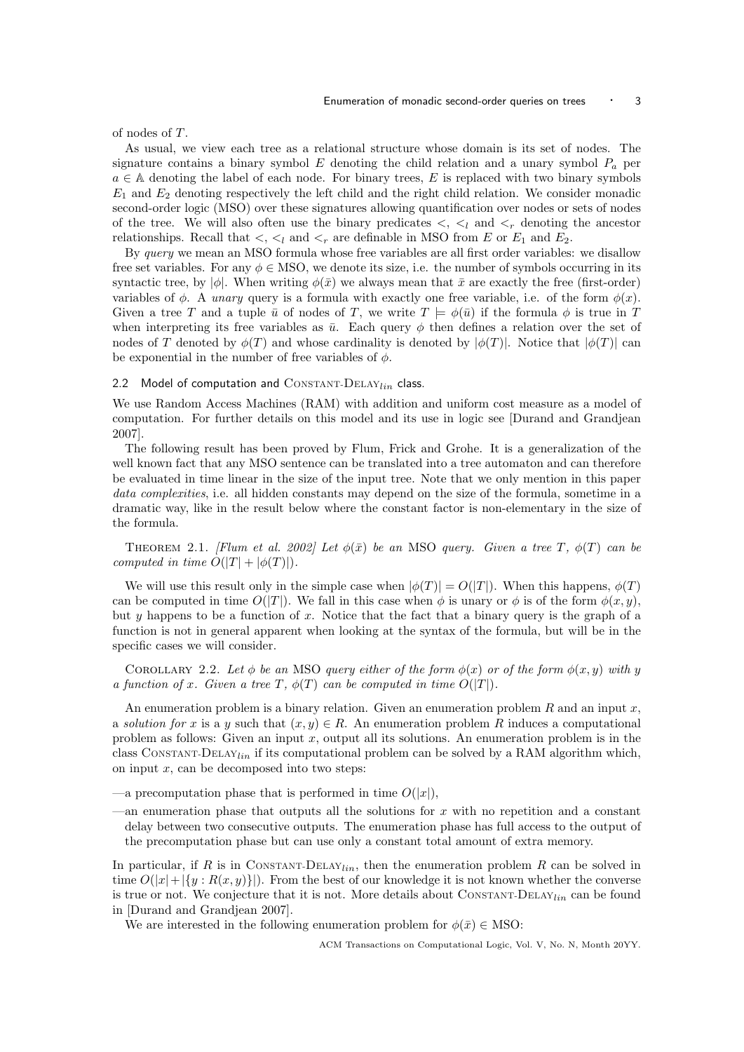of nodes of $T$.

As usual, we view each tree as a relational structure whose domain is its set of nodes. The signature contains a binary symbol $E$ denoting the child relation and a unary symbol $P_a$ per $a \in \mathbb{A}$ denoting the label of each node. For binary trees, $E$ is replaced with two binary symbols $E_1$ and $E_2$ denoting respectively the left child and the right child relation. We consider monadic second-order logic (MSO) over these signatures allowing quantification over nodes or sets of nodes of the tree. We will also often use the binary predicates $<$, $<_l$ and $<_r$ denoting the ancestor relationships. Recall that $<$, $<_l$ and $<_r$ are definable in MSO from $E$ or $E_1$ and $E_2$.

By *query* we mean an MSO formula whose free variables are all first order variables: we disallow free set variables. For any $\phi \in$ MSO, we denote its size, i.e. the number of symbols occurring in its syntactic tree, by $|\phi|$. When writing $\phi(\bar{x})$ we always mean that $\bar{x}$ are exactly the free (first-order) variables of $\phi$. A *unary* query is a formula with exactly one free variable, i.e. of the form $\phi(x)$. Given a tree $T$ and a tuple $\bar{u}$ of nodes of $T$, we write $T \models \phi(\bar{u})$ if the formula $\phi$ is true in $T$ when interpreting its free variables as $\bar{u}$. Each query $\phi$ then defines a relation over the set of nodes of $T$ denoted by $\phi(T)$ and whose cardinality is denoted by $|\phi(T)|$. Notice that $|\phi(T)|$ can be exponential in the number of free variables of $\phi$.

### 2.2 Model of computation and CONSTANT-DELAY$_{lin}$ class.

We use Random Access Machines (RAM) with addition and uniform cost measure as a model of computation. For further details on this model and its use in logic see [Durand and Grandjean 2007].

The following result has been proved by Flum, Frick and Grohe. It is a generalization of the well known fact that any MSO sentence can be translated into a tree automaton and can therefore be evaluated in time linear in the size of the input tree. Note that we only mention in this paper *data complexities*, i.e. all hidden constants may depend on the size of the formula, sometime in a dramatic way, like in the result below where the constant factor is non-elementary in the size of the formula.

THEOREM 2.1. *[Flum et al. 2002] Let $\phi(\bar{x})$ be an* MSO *query. Given a tree $T$, $\phi(T)$ can be computed in time $O(|T| + |\phi(T)|)$.*

We will use this result only in the simple case when $|\phi(T)| = O(|T|)$. When this happens, $\phi(T)$ can be computed in time $O(|T|)$. We fall in this case when $\phi$ is unary or $\phi$ is of the form $\phi(x, y)$, but $y$ happens to be a function of $x$. Notice that the fact that a binary query is the graph of a function is not in general apparent when looking at the syntax of the formula, but will be in the specific cases we will consider.

COROLLARY 2.2. *Let $\phi$ be an* MSO *query either of the form $\phi(x)$ or of the form $\phi(x, y)$ with $y$ a function of $x$. Given a tree $T$, $\phi(T)$ can be computed in time $O(|T|)$.*

An enumeration problem is a binary relation. Given an enumeration problem $R$ and an input $x$, a *solution for* $x$ is a $y$ such that $(x, y) \in R$. An enumeration problem $R$ induces a computational problem as follows: Given an input $x$, output all its solutions. An enumeration problem is in the class CONSTANT-DELAY$_{lin}$ if its computational problem can be solved by a RAM algorithm which, on input $x$, can be decomposed into two steps:

—a precomputation phase that is performed in time $O(|x|)$,

—an enumeration phase that outputs all the solutions for $x$ with no repetition and a constant delay between two consecutive outputs. The enumeration phase has full access to the output of the precomputation phase but can use only a constant total amount of extra memory.

In particular, if $R$ is in CONSTANT-DELAY$_{lin}$, then the enumeration problem $R$ can be solved in time $O(|x| + |\{y : R(x, y)\}|)$. From the best of our knowledge it is not known whether the converse is true or not. We conjecture that it is not. More details about CONSTANT-DELAY$_{lin}$ can be found in [Durand and Grandjean 2007].

We are interested in the following enumeration problem for $\phi(\bar{x}) \in$ MSO: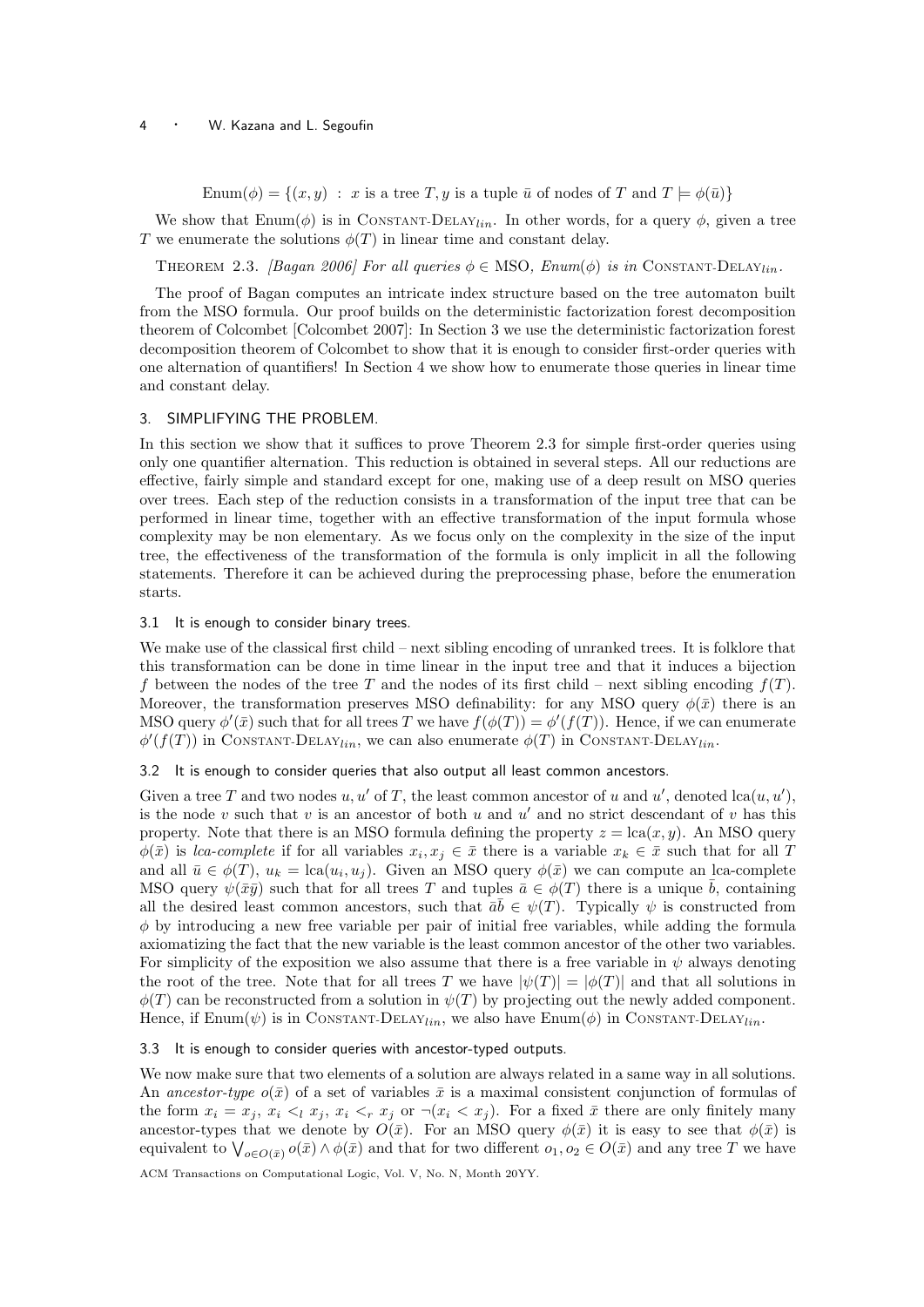$$\text{Enum}(\phi) = \{(x, y) \ : \ x \text{ is a tree } T, y \text{ is a tuple } \bar{u} \text{ of nodes of } T \text{ and } T \models \phi(\bar{u})\}$$

We show that $\text{Enum}(\phi)$ is in $\text{Constant-Delay}_{lin}$. In other words, for a query $\phi$, given a tree $T$ we enumerate the solutions $\phi(T)$ in linear time and constant delay.

Theorem 2.3. *[Bagan 2006] For all queries $\phi \in$ MSO, $\text{Enum}(\phi)$ is in $\text{Constant-Delay}_{lin}$.*

The proof of Bagan computes an intricate index structure based on the tree automaton built from the MSO formula. Our proof builds on the deterministic factorization forest decomposition theorem of Colcombet [Colcombet 2007]: In Section 3 we use the deterministic factorization forest decomposition theorem of Colcombet to show that it is enough to consider first-order queries with one alternation of quantifiers! In Section 4 we show how to enumerate those queries in linear time and constant delay.

## 3. SIMPLIFYING THE PROBLEM.

In this section we show that it suffices to prove Theorem 2.3 for simple first-order queries using only one quantifier alternation. This reduction is obtained in several steps. All our reductions are effective, fairly simple and standard except for one, making use of a deep result on MSO queries over trees. Each step of the reduction consists in a transformation of the input tree that can be performed in linear time, together with an effective transformation of the input formula whose complexity may be non elementary. As we focus only on the complexity in the size of the input tree, the effectiveness of the transformation of the formula is only implicit in all the following statements. Therefore it can be achieved during the preprocessing phase, before the enumeration starts.

### 3.1 It is enough to consider binary trees.

We make use of the classical first child – next sibling encoding of unranked trees. It is folklore that this transformation can be done in time linear in the input tree and that it induces a bijection $f$ between the nodes of the tree $T$ and the nodes of its first child – next sibling encoding $f(T)$. Moreover, the transformation preserves MSO definability: for any MSO query $\phi(\bar{x})$ there is an MSO query $\phi'(\bar{x})$ such that for all trees $T$ we have $f(\phi(T)) = \phi'(f(T))$. Hence, if we can enumerate $\phi'(f(T))$ in $\text{Constant-Delay}_{lin}$, we can also enumerate $\phi(T)$ in $\text{Constant-Delay}_{lin}$.

### 3.2 It is enough to consider queries that also output all least common ancestors.

Given a tree $T$ and two nodes $u, u'$ of $T$, the least common ancestor of $u$ and $u'$, denoted $\text{lca}(u, u')$, is the node $v$ such that $v$ is an ancestor of both $u$ and $u'$ and no strict descendant of $v$ has this property. Note that there is an MSO formula defining the property $z = \text{lca}(x, y)$. An MSO query $\phi(\bar{x})$ is *lca-complete* if for all variables $x_i, x_j \in \bar{x}$ there is a variable $x_k \in \bar{x}$ such that for all $T$ and all $\bar{u} \in \phi(T)$, $u_k = \text{lca}(u_i, u_j)$. Given an MSO query $\phi(\bar{x})$ we can compute an lca-complete MSO query $\psi(\bar{x}\bar{y})$ such that for all trees $T$ and tuples $\bar{a} \in \phi(T)$ there is a unique $\bar{b}$, containing all the desired least common ancestors, such that $\bar{a}\bar{b} \in \psi(T)$. Typically $\psi$ is constructed from $\phi$ by introducing a new free variable per pair of initial free variables, while adding the formula axiomatizing the fact that the new variable is the least common ancestor of the other two variables. For simplicity of the exposition we also assume that there is a free variable in $\psi$ always denoting the root of the tree. Note that for all trees $T$ we have $|\psi(T)| = |\phi(T)|$ and that all solutions in $\phi(T)$ can be reconstructed from a solution in $\psi(T)$ by projecting out the newly added component. Hence, if $\text{Enum}(\psi)$ is in $\text{Constant-Delay}_{lin}$, we also have $\text{Enum}(\phi)$ in $\text{Constant-Delay}_{lin}$.

### 3.3 It is enough to consider queries with ancestor-typed outputs.

We now make sure that two elements of a solution are always related in a same way in all solutions. An *ancestor-type* $o(\bar{x})$ of a set of variables $\bar{x}$ is a maximal consistent conjunction of formulas of the form $x_i = x_j$, $x_i <_l x_j$, $x_i <_r x_j$ or $\neg(x_i < x_j)$. For a fixed $\bar{x}$ there are only finitely many ancestor-types that we denote by $O(\bar{x})$. For an MSO query $\phi(\bar{x})$ it is easy to see that $\phi(\bar{x})$ is equivalent to $\bigvee_{o \in O(\bar{x})} o(\bar{x}) \wedge \phi(\bar{x})$ and that for two different $o_1, o_2 \in O(\bar{x})$ and any tree $T$ we have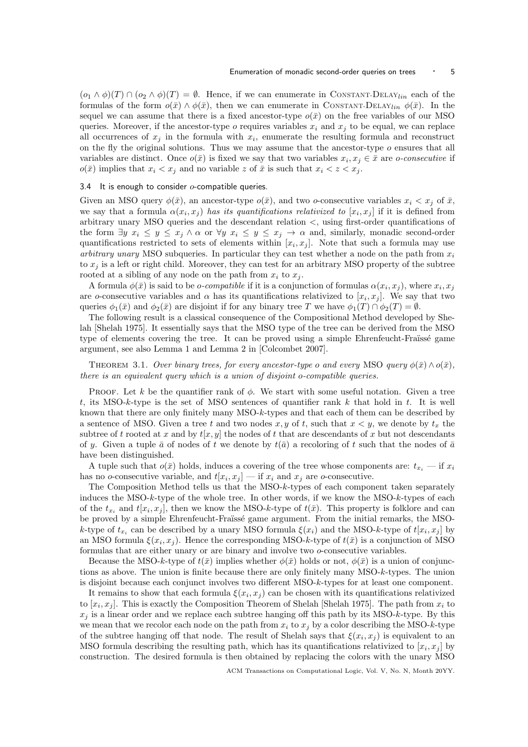$(o_1 \wedge \phi)(T) \cap (o_2 \wedge \phi)(T) = \emptyset$. Hence, if we can enumerate in CONSTANT-DELAY$_{lin}$ each of the formulas of the form $o(\bar{x}) \wedge \phi(\bar{x})$, then we can enumerate in CONSTANT-DELAY$_{lin}$ $\phi(\bar{x})$. In the sequel we can assume that there is a fixed ancestor-type $o(\bar{x})$ on the free variables of our MSO queries. Moreover, if the ancestor-type $o$ requires variables $x_i$ and $x_j$ to be equal, we can replace all occurrences of $x_j$ in the formula with $x_i$, enumerate the resulting formula and reconstruct on the fly the original solutions. Thus we may assume that the ancestor-type $o$ ensures that all variables are distinct. Once $o(\bar{x})$ is fixed we say that two variables $x_i, x_j \in \bar{x}$ are *o-consecutive* if $o(\bar{x})$ implies that $x_i < x_j$ and no variable $z$ of $\bar{x}$ is such that $x_i < z < x_j$.

### 3.4 It is enough to consider $o$-compatible queries.

Given an MSO query $\phi(\bar{x})$, an ancestor-type $o(\bar{x})$, and two $o$-consecutive variables $x_i < x_j$ of $\bar{x}$, we say that a formula $\alpha(x_i, x_j)$ *has its quantifications relativized to* $[x_i, x_j]$ if it is defined from arbitrary unary MSO queries and the descendant relation $<$, using first-order quantifications of the form $\exists y \ x_i \le y \le x_j \wedge \alpha$ or $\forall y \ x_i \le y \le x_j \rightarrow \alpha$ and, similarly, monadic second-order quantifications restricted to sets of elements within $[x_i, x_j]$. Note that such a formula may use *arbitrary unary* MSO subqueries. In particular they can test whether a node on the path from $x_i$ to $x_j$ is a left or right child. Moreover, they can test for an arbitrary MSO property of the subtree rooted at a sibling of any node on the path from $x_i$ to $x_j$.

A formula $\phi(\bar{x})$ is said to be *o-compatible* if it is a conjunction of formulas $\alpha(x_i, x_j)$, where $x_i, x_j$ are $o$-consecutive variables and $\alpha$ has its quantifications relativized to $[x_i, x_j]$. We say that two queries $\phi_1(\bar{x})$ and $\phi_2(\bar{x})$ are disjoint if for any binary tree $T$ we have $\phi_1(T) \cap \phi_2(T) = \emptyset$.

The following result is a classical consequence of the Compositional Method developed by Shelah [Shelah 1975]. It essentially says that the MSO type of the tree can be derived from the MSO type of elements covering the tree. It can be proved using a simple Ehrenfeucht-Fraïssé game argument, see also Lemma 1 and Lemma 2 in [Colcombet 2007].

THEOREM 3.1. *Over binary trees, for every ancestor-type $o$ and every* MSO *query $\phi(\bar{x}) \wedge o(\bar{x})$, there is an equivalent query which is a union of disjoint $o$-compatible queries.*

PROOF. Let $k$ be the quantifier rank of $\phi$. We start with some useful notation. Given a tree $t$, its MSO-$k$-type is the set of MSO sentences of quantifier rank $k$ that hold in $t$. It is well known that there are only finitely many MSO-$k$-types and that each of them can be described by a sentence of MSO. Given a tree $t$ and two nodes $x, y$ of $t$, such that $x < y$, we denote by $t_x$ the subtree of $t$ rooted at $x$ and by $t[x, y]$ the nodes of $t$ that are descendants of $x$ but not descendants of $y$. Given a tuple $\bar{a}$ of nodes of $t$ we denote by $t(\bar{a})$ a recoloring of $t$ such that the nodes of $\bar{a}$ have been distinguished.

A tuple such that $o(\bar{x})$ holds, induces a covering of the tree whose components are: $t_{x_i}$ — if $x_i$ has no $o$-consecutive variable, and $t[x_i, x_j]$ — if $x_i$ and $x_j$ are $o$-consecutive.

The Composition Method tells us that the MSO-$k$-types of each component taken separately induces the MSO-$k$-type of the whole tree. In other words, if we know the MSO-$k$-types of each of the $t_{x_i}$ and $t[x_i, x_j]$, then we know the MSO-$k$-type of $t(\bar{x})$. This property is folklore and can be proved by a simple Ehrenfeucht-Fraïssé game argument. From the initial remarks, the MSO-$k$-type of $t_{x_i}$ can be described by a unary MSO formula $\xi(x_i)$ and the MSO-$k$-type of $t[x_i, x_j]$ by an MSO formula $\xi(x_i, x_j)$. Hence the corresponding MSO-$k$-type of $t(\bar{x})$ is a conjunction of MSO formulas that are either unary or are binary and involve two $o$-consecutive variables.

Because the MSO-$k$-type of $t(\bar{x})$ implies whether $\phi(\bar{x})$ holds or not, $\phi(\bar{x})$ is a union of conjunctions as above. The union is finite because there are only finitely many MSO-$k$-types. The union is disjoint because each conjunct involves two different MSO-$k$-types for at least one component.

It remains to show that each formula $\xi(x_i, x_j)$ can be chosen with its quantifications relativized to $[x_i, x_j]$. This is exactly the Composition Theorem of Shelah [Shelah 1975]. The path from $x_i$ to $x_j$ is a linear order and we replace each subtree hanging off this path by its MSO-$k$-type. By this we mean that we recolor each node on the path from $x_i$ to $x_j$ by a color describing the MSO-$k$-type of the subtree hanging off that node. The result of Shelah says that $\xi(x_i, x_j)$ is equivalent to an MSO formula describing the resulting path, which has its quantifications relativized to $[x_i, x_j]$ by construction. The desired formula is then obtained by replacing the colors with the unary MSO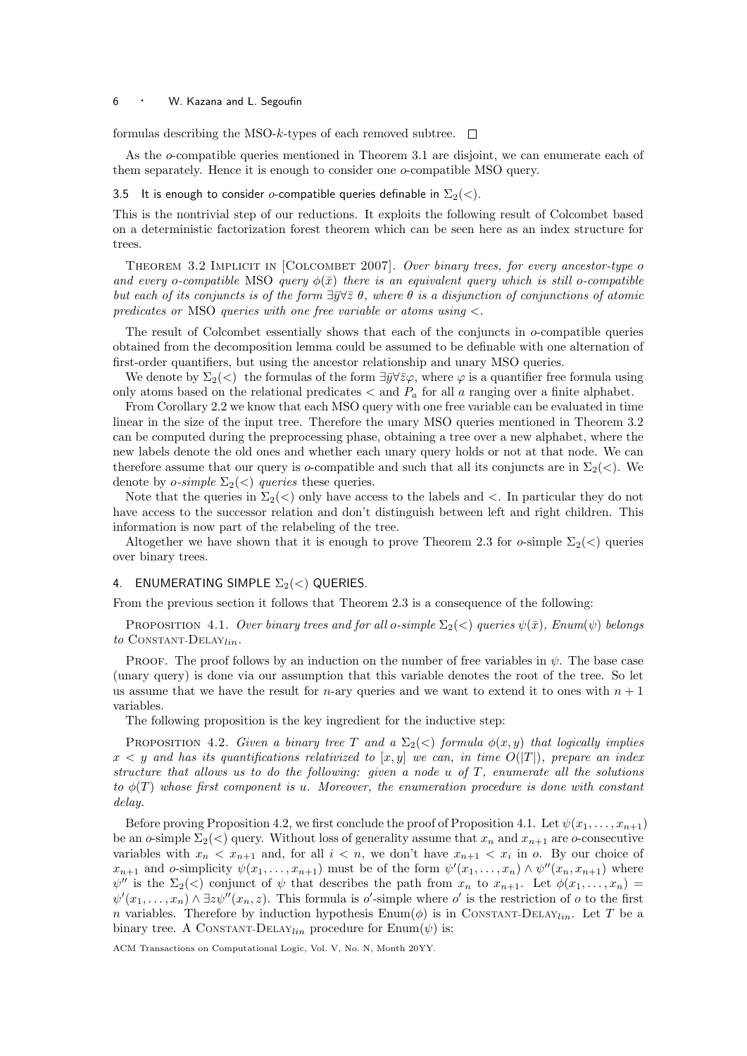formulas describing the MSO-$k$-types of each removed subtree. □

As the $o$-compatible queries mentioned in Theorem 3.1 are disjoint, we can enumerate each of them separately. Hence it is enough to consider one $o$-compatible MSO query.

### 3.5 It is enough to consider $o$-compatible queries definable in $\Sigma_2(<)$.

This is the nontrivial step of our reductions. It exploits the following result of Colcombet based on a deterministic factorization forest theorem which can be seen here as an index structure for trees.

Theorem 3.2 Implicit in [Colcombet 2007]. *Over binary trees, for every ancestor-type $o$ and every $o$-compatible* MSO *query $\phi(\bar{x})$ there is an equivalent query which is still $o$-compatible but each of its conjuncts is of the form $\exists\bar{y}\forall\bar{z}\ \theta$, where $\theta$ is a disjunction of conjunctions of atomic predicates or* MSO *queries with one free variable or atoms using $<$.*

The result of Colcombet essentially shows that each of the conjuncts in $o$-compatible queries obtained from the decomposition lemma could be assumed to be definable with one alternation of first-order quantifiers, but using the ancestor relationship and unary MSO queries.

We denote by $\Sigma_2(<)$ the formulas of the form $\exists\bar{y}\forall\bar{z}\varphi$, where $\varphi$ is a quantifier free formula using only atoms based on the relational predicates $<$ and $P_a$ for all $a$ ranging over a finite alphabet.

From Corollary 2.2 we know that each MSO query with one free variable can be evaluated in time linear in the size of the input tree. Therefore the unary MSO queries mentioned in Theorem 3.2 can be computed during the preprocessing phase, obtaining a tree over a new alphabet, where the new labels denote the old ones and whether each unary query holds or not at that node. We can therefore assume that our query is $o$-compatible and such that all its conjuncts are in $\Sigma_2(<)$. We denote by *$o$-simple $\Sigma_2(<)$ queries* these queries.

Note that the queries in $\Sigma_2(<)$ only have access to the labels and $<$. In particular they do not have access to the successor relation and don't distinguish between left and right children. This information is now part of the relabeling of the tree.

Altogether we have shown that it is enough to prove Theorem 2.3 for $o$-simple $\Sigma_2(<)$ queries over binary trees.

## 4. ENUMERATING SIMPLE $\Sigma_2(<)$ QUERIES.

From the previous section it follows that Theorem 2.3 is a consequence of the following:

Proposition 4.1. *Over binary trees and for all $o$-simple $\Sigma_2(<)$ queries $\psi(\bar{x})$, Enum$(\psi)$ belongs to* Constant-Delay$_{lin}$.

Proof. The proof follows by an induction on the number of free variables in $\psi$. The base case (unary query) is done via our assumption that this variable denotes the root of the tree. So let us assume that we have the result for $n$-ary queries and we want to extend it to ones with $n+1$ variables.

The following proposition is the key ingredient for the inductive step:

Proposition 4.2. *Given a binary tree $T$ and a $\Sigma_2(<)$ formula $\phi(x,y)$ that logically implies $x<y$ and has its quantifications relativized to $[x,y]$ we can, in time $O(|T|)$, prepare an index structure that allows us to do the following: given a node $u$ of $T$, enumerate all the solutions to $\phi(T)$ whose first component is $u$. Moreover, the enumeration procedure is done with constant delay.*

Before proving Proposition 4.2, we first conclude the proof of Proposition 4.1. Let $\psi(x_1,\ldots,x_{n+1})$ be an $o$-simple $\Sigma_2(<)$ query. Without loss of generality assume that $x_n$ and $x_{n+1}$ are $o$-consecutive variables with $x_n < x_{n+1}$ and, for all $i<n$, we don't have $x_{n+1} < x_i$ in $o$. By our choice of $x_{n+1}$ and $o$-simplicity $\psi(x_1,\ldots,x_{n+1})$ must be of the form $\psi'(x_1,\ldots,x_n)\wedge\psi''(x_n,x_{n+1})$ where $\psi''$ is the $\Sigma_2(<)$ conjunct of $\psi$ that describes the path from $x_n$ to $x_{n+1}$. Let $\phi(x_1,\ldots,x_n)=\psi'(x_1,\ldots,x_n)\wedge\exists z\psi''(x_n,z)$. This formula is $o'$-simple where $o'$ is the restriction of $o$ to the first $n$ variables. Therefore by induction hypothesis Enum$(\phi)$ is in Constant-Delay$_{lin}$. Let $T$ be a binary tree. A Constant-Delay$_{lin}$ procedure for Enum$(\psi)$ is: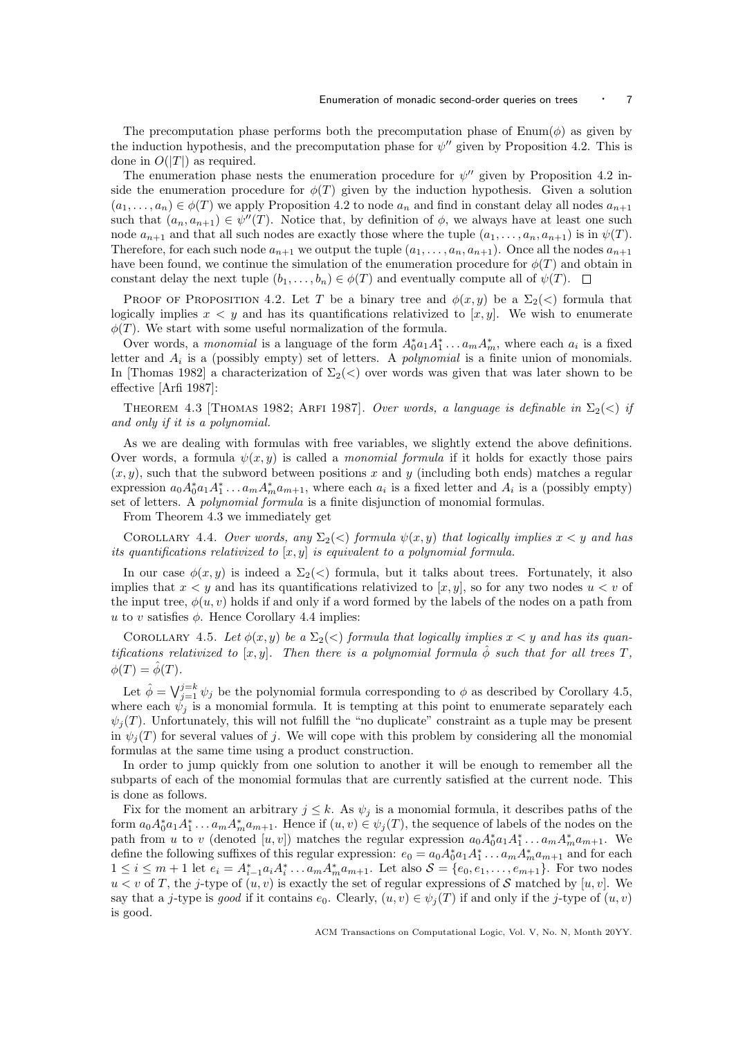The precomputation phase performs both the precomputation phase of $\text{Enum}(\phi)$ as given by the induction hypothesis, and the precomputation phase for $\psi''$ given by Proposition 4.2. This is done in $O(|T|)$ as required.

The enumeration phase nests the enumeration procedure for $\psi''$ given by Proposition 4.2 inside the enumeration procedure for $\phi(T)$ given by the induction hypothesis. Given a solution $(a_1, \ldots, a_n) \in \phi(T)$ we apply Proposition 4.2 to node $a_n$ and find in constant delay all nodes $a_{n+1}$ such that $(a_n, a_{n+1}) \in \psi''(T)$. Notice that, by definition of $\phi$, we always have at least one such node $a_{n+1}$ and that all such nodes are exactly those where the tuple $(a_1, \ldots, a_n, a_{n+1})$ is in $\psi(T)$. Therefore, for each such node $a_{n+1}$ we output the tuple $(a_1, \ldots, a_n, a_{n+1})$. Once all the nodes $a_{n+1}$ have been found, we continue the simulation of the enumeration procedure for $\phi(T)$ and obtain in constant delay the next tuple $(b_1, \ldots, b_n) \in \phi(T)$ and eventually compute all of $\psi(T)$. □

PROOF OF PROPOSITION 4.2. Let $T$ be a binary tree and $\phi(x, y)$ be a $\Sigma_2(<)$ formula that logically implies $x < y$ and has its quantifications relativized to $[x, y]$. We wish to enumerate $\phi(T)$. We start with some useful normalization of the formula.

Over words, a *monomial* is a language of the form $A_0^* a_1 A_1^* \ldots a_m A_m^*$, where each $a_i$ is a fixed letter and $A_i$ is a (possibly empty) set of letters. A *polynomial* is a finite union of monomials. In [Thomas 1982] a characterization of $\Sigma_2(<)$ over words was given that was later shown to be effective [Arfi 1987]:

THEOREM 4.3 [THOMAS 1982; ARFI 1987]. *Over words, a language is definable in $\Sigma_2(<)$ if and only if it is a polynomial.*

As we are dealing with formulas with free variables, we slightly extend the above definitions. Over words, a formula $\psi(x, y)$ is called a *monomial formula* if it holds for exactly those pairs $(x, y)$, such that the subword between positions $x$ and $y$ (including both ends) matches a regular expression $a_0 A_0^* a_1 A_1^* \ldots a_m A_m^* a_{m+1}$, where each $a_i$ is a fixed letter and $A_i$ is a (possibly empty) set of letters. A *polynomial formula* is a finite disjunction of monomial formulas.

From Theorem 4.3 we immediately get

COROLLARY 4.4. *Over words, any $\Sigma_2(<)$ formula $\psi(x, y)$ that logically implies $x < y$ and has its quantifications relativized to $[x, y]$ is equivalent to a polynomial formula.*

In our case $\phi(x, y)$ is indeed a $\Sigma_2(<)$ formula, but it talks about trees. Fortunately, it also implies that $x < y$ and has its quantifications relativized to $[x, y]$, so for any two nodes $u < v$ of the input tree, $\phi(u, v)$ holds if and only if a word formed by the labels of the nodes on a path from $u$ to $v$ satisfies $\phi$. Hence Corollary 4.4 implies:

COROLLARY 4.5. *Let $\phi(x, y)$ be a $\Sigma_2(<)$ formula that logically implies $x < y$ and has its quantifications relativized to $[x, y]$. Then there is a polynomial formula $\hat{\phi}$ such that for all trees $T$, $\phi(T) = \hat{\phi}(T)$.*

Let $\hat{\phi} = \bigvee_{j=1}^{j=k} \psi_j$ be the polynomial formula corresponding to $\phi$ as described by Corollary 4.5, where each $\psi_j$ is a monomial formula. It is tempting at this point to enumerate separately each $\psi_j(T)$. Unfortunately, this will not fulfill the "no duplicate" constraint as a tuple may be present in $\psi_j(T)$ for several values of $j$. We will cope with this problem by considering all the monomial formulas at the same time using a product construction.

In order to jump quickly from one solution to another it will be enough to remember all the subparts of each of the monomial formulas that are currently satisfied at the current node. This is done as follows.

Fix for the moment an arbitrary $j \leq k$. As $\psi_j$ is a monomial formula, it describes paths of the form $a_0 A_0^* a_1 A_1^* \ldots a_m A_m^* a_{m+1}$. Hence if $(u, v) \in \psi_j(T)$, the sequence of labels of the nodes on the path from $u$ to $v$ (denoted $[u, v]$) matches the regular expression $a_0 A_0^* a_1 A_1^* \ldots a_m A_m^* a_{m+1}$. We define the following suffixes of this regular expression: $e_0 = a_0 A_0^* a_1 A_1^* \ldots a_m A_m^* a_{m+1}$ and for each $1 \leq i \leq m + 1$ let $e_i = A_{i-1}^* a_i A_i^* \ldots a_m A_m^* a_{m+1}$. Let also $\mathcal{S} = \{e_0, e_1, \ldots, e_{m+1}\}$. For two nodes $u < v$ of $T$, the $j$-type of $(u, v)$ is exactly the set of regular expressions of $\mathcal{S}$ matched by $[u, v]$. We say that a $j$-type is *good* if it contains $e_0$. Clearly, $(u, v) \in \psi_j(T)$ if and only if the $j$-type of $(u, v)$ is good.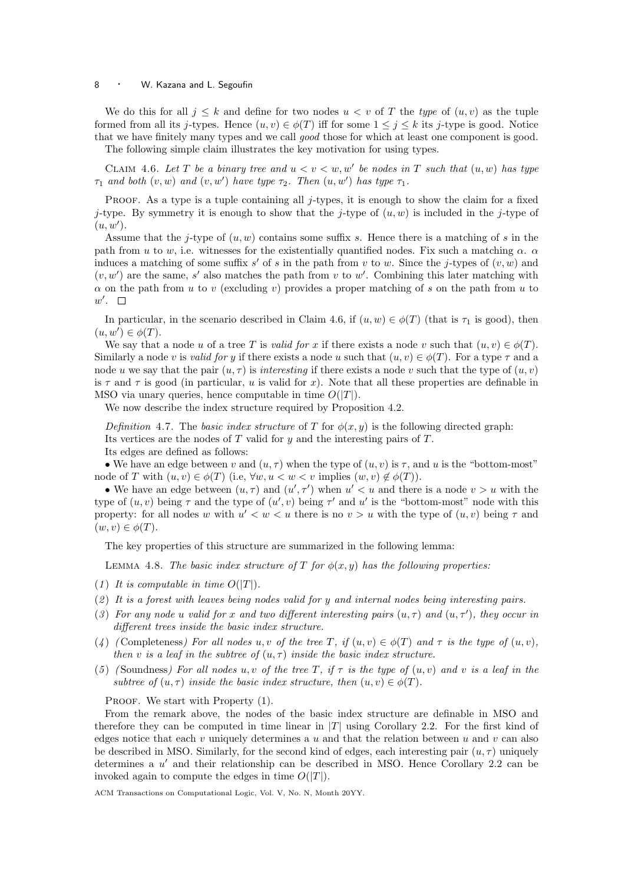We do this for all $j \leq k$ and define for two nodes $u < v$ of $T$ the *type* of $(u, v)$ as the tuple formed from all its $j$-types. Hence $(u, v) \in \phi(T)$ iff for some $1 \leq j \leq k$ its $j$-type is good. Notice that we have finitely many types and we call *good* those for which at least one component is good.

The following simple claim illustrates the key motivation for using types.

Claim 4.6. *Let $T$ be a binary tree and $u < v < w, w'$ be nodes in $T$ such that $(u, w)$ has type $\tau_1$ and both $(v, w)$ and $(v, w')$ have type $\tau_2$. Then $(u, w')$ has type $\tau_1$.*

Proof. As a type is a tuple containing all $j$-types, it is enough to show the claim for a fixed $j$-type. By symmetry it is enough to show that the $j$-type of $(u, w)$ is included in the $j$-type of $(u, w')$.

Assume that the $j$-type of $(u, w)$ contains some suffix $s$. Hence there is a matching of $s$ in the path from $u$ to $w$, i.e. witnesses for the existentially quantified nodes. Fix such a matching $\alpha$. $\alpha$ induces a matching of some suffix $s'$ of $s$ in the path from $v$ to $w$. Since the $j$-types of $(v, w)$ and $(v, w')$ are the same, $s'$ also matches the path from $v$ to $w'$. Combining this later matching with $\alpha$ on the path from $u$ to $v$ (excluding $v$) provides a proper matching of $s$ on the path from $u$ to $w'$. $\square$

In particular, in the scenario described in Claim 4.6, if $(u, w) \in \phi(T)$ (that is $\tau_1$ is good), then $(u, w') \in \phi(T)$.

We say that a node $u$ of a tree $T$ is *valid for $x$* if there exists a node $v$ such that $(u, v) \in \phi(T)$. Similarly a node $v$ is *valid for $y$* if there exists a node $u$ such that $(u, v) \in \phi(T)$. For a type $\tau$ and a node $u$ we say that the pair $(u, \tau)$ is *interesting* if there exists a node $v$ such that the type of $(u, v)$ is $\tau$ and $\tau$ is good (in particular, $u$ is valid for $x$). Note that all these properties are definable in MSO via unary queries, hence computable in time $O(|T|)$.

We now describe the index structure required by Proposition 4.2.

*Definition* 4.7. The *basic index structure* of $T$ for $\phi(x, y)$ is the following directed graph:

Its vertices are the nodes of $T$ valid for $y$ and the interesting pairs of $T$.

Its edges are defined as follows:

- We have an edge between $v$ and $(u, \tau)$ when the type of $(u, v)$ is $\tau$, and $u$ is the "bottom-most" node of $T$ with $(u, v) \in \phi(T)$ (i.e, $\forall w, u < w < v$ implies $(w, v) \notin \phi(T)$).
- We have an edge between $(u, \tau)$ and $(u', \tau')$ when $u' < u$ and there is a node $v > u$ with the type of $(u, v)$ being $\tau$ and the type of $(u', v)$ being $\tau'$ and $u'$ is the "bottom-most" node with this property: for all nodes $w$ with $u' < w < u$ there is no $v > u$ with the type of $(u, v)$ being $\tau$ and $(w, v) \in \phi(T)$.

The key properties of this structure are summarized in the following lemma:

Lemma 4.8. *The basic index structure of $T$ for $\phi(x, y)$ has the following properties:*

(1) *It is computable in time $O(|T|)$.*

(2) *It is a forest with leaves being nodes valid for $y$ and internal nodes being interesting pairs.*

(3) *For any node $u$ valid for $x$ and two different interesting pairs $(u, \tau)$ and $(u, \tau')$, they occur in different trees inside the basic index structure.*

(4) *(*Completeness*) For all nodes $u, v$ of the tree $T$, if $(u, v) \in \phi(T)$ and $\tau$ is the type of $(u, v)$, then $v$ is a leaf in the subtree of $(u, \tau)$ inside the basic index structure.*

(5) *(*Soundness*) For all nodes $u, v$ of the tree $T$, if $\tau$ is the type of $(u, v)$ and $v$ is a leaf in the subtree of $(u, \tau)$ inside the basic index structure, then $(u, v) \in \phi(T)$.*

Proof. We start with Property (1).

From the remark above, the nodes of the basic index structure are definable in MSO and therefore they can be computed in time linear in $|T|$ using Corollary 2.2. For the first kind of edges notice that each $v$ uniquely determines a $u$ and that the relation between $u$ and $v$ can also be described in MSO. Similarly, for the second kind of edges, each interesting pair $(u, \tau)$ uniquely determines a $u'$ and their relationship can be described in MSO. Hence Corollary 2.2 can be invoked again to compute the edges in time $O(|T|)$.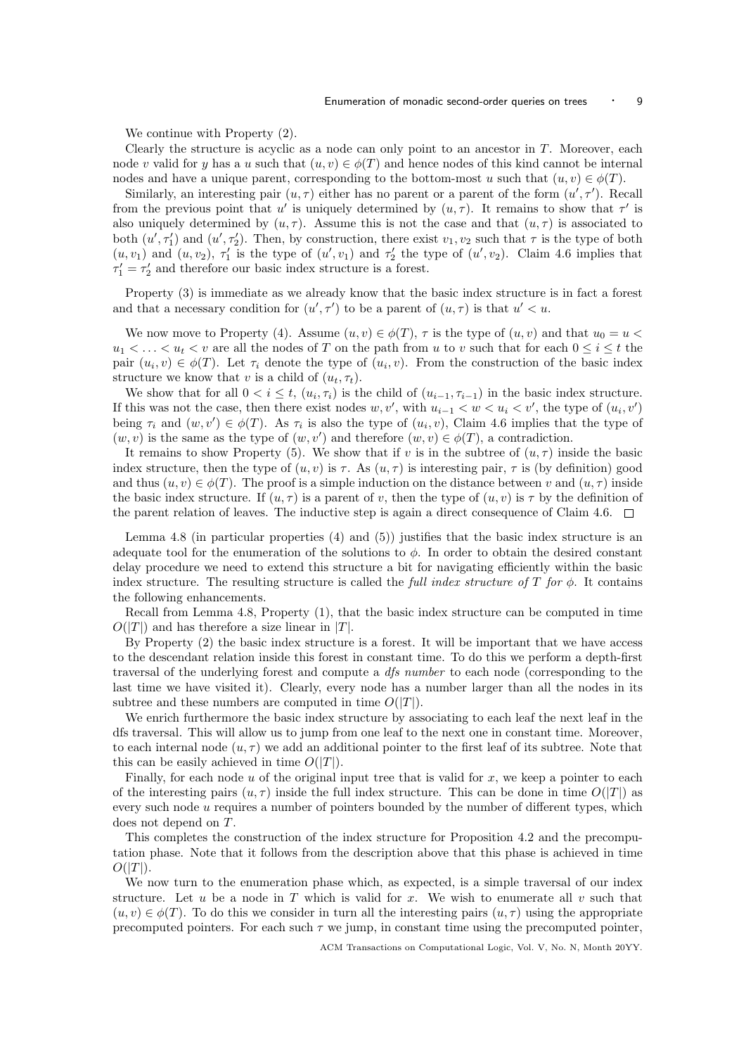We continue with Property (2).

Clearly the structure is acyclic as a node can only point to an ancestor in $T$. Moreover, each node $v$ valid for $y$ has a $u$ such that $(u, v) \in \phi(T)$ and hence nodes of this kind cannot be internal nodes and have a unique parent, corresponding to the bottom-most $u$ such that $(u, v) \in \phi(T)$.

Similarly, an interesting pair $(u, \tau)$ either has no parent or a parent of the form $(u', \tau')$. Recall from the previous point that $u'$ is uniquely determined by $(u, \tau)$. It remains to show that $\tau'$ is also uniquely determined by $(u, \tau)$. Assume this is not the case and that $(u, \tau)$ is associated to both $(u', \tau'_1)$ and $(u', \tau'_2)$. Then, by construction, there exist $v_1, v_2$ such that $\tau$ is the type of both $(u, v_1)$ and $(u, v_2)$, $\tau'_1$ is the type of $(u', v_1)$ and $\tau'_2$ the type of $(u', v_2)$. Claim 4.6 implies that $\tau'_1 = \tau'_2$ and therefore our basic index structure is a forest.

Property (3) is immediate as we already know that the basic index structure is in fact a forest and that a necessary condition for $(u', \tau')$ to be a parent of $(u, \tau)$ is that $u' < u$.

We now move to Property (4). Assume $(u, v) \in \phi(T)$, $\tau$ is the type of $(u, v)$ and that $u_0 = u < u_1 < \ldots < u_t < v$ are all the nodes of $T$ on the path from $u$ to $v$ such that for each $0 \leq i \leq t$ the pair $(u_i, v) \in \phi(T)$. Let $\tau_i$ denote the type of $(u_i, v)$. From the construction of the basic index structure we know that $v$ is a child of $(u_t, \tau_t)$.

We show that for all $0 < i \leq t$, $(u_i, \tau_i)$ is the child of $(u_{i-1}, \tau_{i-1})$ in the basic index structure. If this was not the case, then there exist nodes $w, v'$, with $u_{i-1} < w < u_i < v'$, the type of $(u_i, v')$ being $\tau_i$ and $(w, v') \in \phi(T)$. As $\tau_i$ is also the type of $(u_i, v)$, Claim 4.6 implies that the type of $(w, v)$ is the same as the type of $(w, v')$ and therefore $(w, v) \in \phi(T)$, a contradiction.

It remains to show Property (5). We show that if $v$ is in the subtree of $(u, \tau)$ inside the basic index structure, then the type of $(u, v)$ is $\tau$. As $(u, \tau)$ is interesting pair, $\tau$ is (by definition) good and thus $(u, v) \in \phi(T)$. The proof is a simple induction on the distance between $v$ and $(u, \tau)$ inside the basic index structure. If $(u, \tau)$ is a parent of $v$, then the type of $(u, v)$ is $\tau$ by the definition of the parent relation of leaves. The inductive step is again a direct consequence of Claim 4.6. $\square$

Lemma 4.8 (in particular properties (4) and (5)) justifies that the basic index structure is an adequate tool for the enumeration of the solutions to $\phi$. In order to obtain the desired constant delay procedure we need to extend this structure a bit for navigating efficiently within the basic index structure. The resulting structure is called the *full index structure of $T$ for $\phi$*. It contains the following enhancements.

Recall from Lemma 4.8, Property (1), that the basic index structure can be computed in time $O(|T|)$ and has therefore a size linear in $|T|$.

By Property (2) the basic index structure is a forest. It will be important that we have access to the descendant relation inside this forest in constant time. To do this we perform a depth-first traversal of the underlying forest and compute a *dfs number* to each node (corresponding to the last time we have visited it). Clearly, every node has a number larger than all the nodes in its subtree and these numbers are computed in time $O(|T|)$.

We enrich furthermore the basic index structure by associating to each leaf the next leaf in the dfs traversal. This will allow us to jump from one leaf to the next one in constant time. Moreover, to each internal node $(u, \tau)$ we add an additional pointer to the first leaf of its subtree. Note that this can be easily achieved in time $O(|T|)$.

Finally, for each node $u$ of the original input tree that is valid for $x$, we keep a pointer to each of the interesting pairs $(u, \tau)$ inside the full index structure. This can be done in time $O(|T|)$ as every such node $u$ requires a number of pointers bounded by the number of different types, which does not depend on $T$.

This completes the construction of the index structure for Proposition 4.2 and the precomputation phase. Note that it follows from the description above that this phase is achieved in time $O(|T|)$.

We now turn to the enumeration phase which, as expected, is a simple traversal of our index structure. Let $u$ be a node in $T$ which is valid for $x$. We wish to enumerate all $v$ such that $(u, v) \in \phi(T)$. To do this we consider in turn all the interesting pairs $(u, \tau)$ using the appropriate precomputed pointers. For each such $\tau$ we jump, in constant time using the precomputed pointer,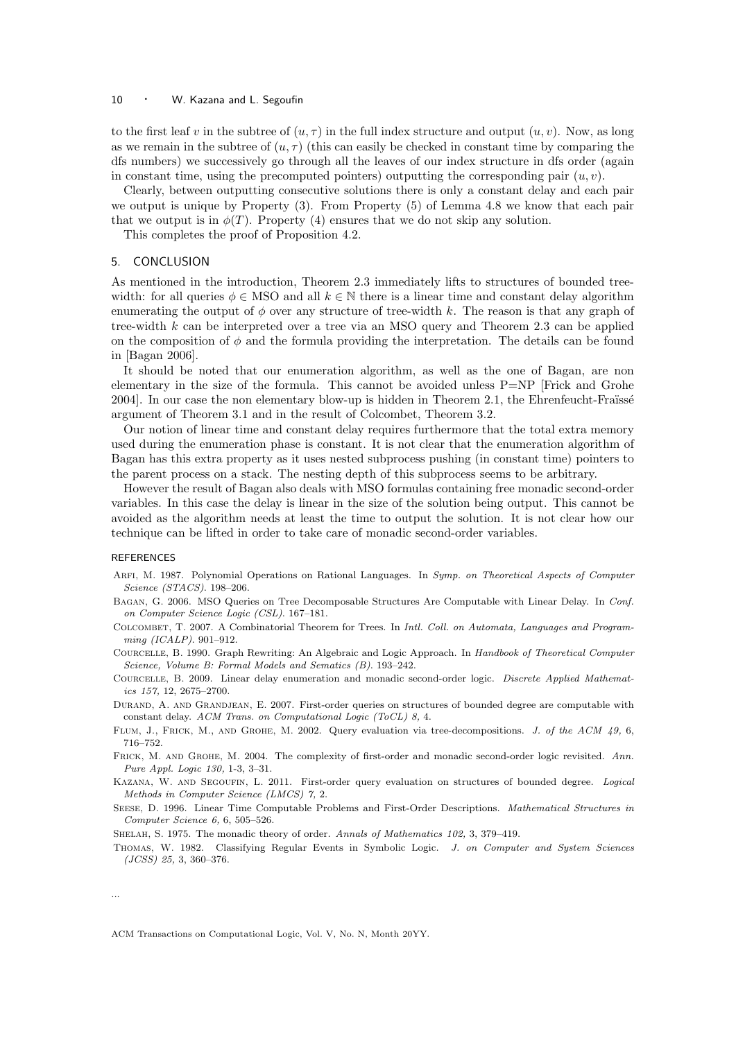to the first leaf $v$ in the subtree of $(u, \tau)$ in the full index structure and output $(u, v)$. Now, as long as we remain in the subtree of $(u, \tau)$ (this can easily be checked in constant time by comparing the dfs numbers) we successively go through all the leaves of our index structure in dfs order (again in constant time, using the precomputed pointers) outputting the corresponding pair $(u, v)$.

Clearly, between outputting consecutive solutions there is only a constant delay and each pair we output is unique by Property (3). From Property (5) of Lemma 4.8 we know that each pair that we output is in $\phi(T)$. Property (4) ensures that we do not skip any solution.

This completes the proof of Proposition 4.2.

## 5. CONCLUSION

As mentioned in the introduction, Theorem 2.3 immediately lifts to structures of bounded tree-width: for all queries $\phi \in$ MSO and all $k \in \mathbb{N}$ there is a linear time and constant delay algorithm enumerating the output of $\phi$ over any structure of tree-width $k$. The reason is that any graph of tree-width $k$ can be interpreted over a tree via an MSO query and Theorem 2.3 can be applied on the composition of $\phi$ and the formula providing the interpretation. The details can be found in [Bagan 2006].

It should be noted that our enumeration algorithm, as well as the one of Bagan, are non elementary in the size of the formula. This cannot be avoided unless P=NP [Frick and Grohe 2004]. In our case the non elementary blow-up is hidden in Theorem 2.1, the Ehrenfeucht-Fraïssé argument of Theorem 3.1 and in the result of Colcombet, Theorem 3.2.

Our notion of linear time and constant delay requires furthermore that the total extra memory used during the enumeration phase is constant. It is not clear that the enumeration algorithm of Bagan has this extra property as it uses nested subprocess pushing (in constant time) pointers to the parent process on a stack. The nesting depth of this subprocess seems to be arbitrary.

However the result of Bagan also deals with MSO formulas containing free monadic second-order variables. In this case the delay is linear in the size of the solution being output. This cannot be avoided as the algorithm needs at least the time to output the solution. It is not clear how our technique can be lifted in order to take care of monadic second-order variables.

### REFERENCES

Arfi, M. 1987. Polynomial Operations on Rational Languages. In *Symp. on Theoretical Aspects of Computer Science (STACS)*. 198–206.

Bagan, G. 2006. MSO Queries on Tree Decomposable Structures Are Computable with Linear Delay. In *Conf. on Computer Science Logic (CSL)*. 167–181.

Colcombet, T. 2007. A Combinatorial Theorem for Trees. In *Intl. Coll. on Automata, Languages and Programming (ICALP)*. 901–912.

Courcelle, B. 1990. Graph Rewriting: An Algebraic and Logic Approach. In *Handbook of Theoretical Computer Science, Volume B: Formal Models and Sematics (B)*. 193–242.

Courcelle, B. 2009. Linear delay enumeration and monadic second-order logic. *Discrete Applied Mathematics 157,* 12, 2675–2700.

Durand, A. and Grandjean, E. 2007. First-order queries on structures of bounded degree are computable with constant delay. *ACM Trans. on Computational Logic (ToCL) 8,* 4.

Flum, J., Frick, M., and Grohe, M. 2002. Query evaluation via tree-decompositions. *J. of the ACM 49,* 6, 716–752.

Frick, M. and Grohe, M. 2004. The complexity of first-order and monadic second-order logic revisited. *Ann. Pure Appl. Logic 130,* 1-3, 3–31.

Kazana, W. and Segoufin, L. 2011. First-order query evaluation on structures of bounded degree. *Logical Methods in Computer Science (LMCS) 7,* 2.

Seese, D. 1996. Linear Time Computable Problems and First-Order Descriptions. *Mathematical Structures in Computer Science 6,* 6, 505–526.

Shelah, S. 1975. The monadic theory of order. *Annals of Mathematics 102,* 3, 379–419.

Thomas, W. 1982. Classifying Regular Events in Symbolic Logic. *J. on Computer and System Sciences (JCSS) 25,* 3, 360–376.

...